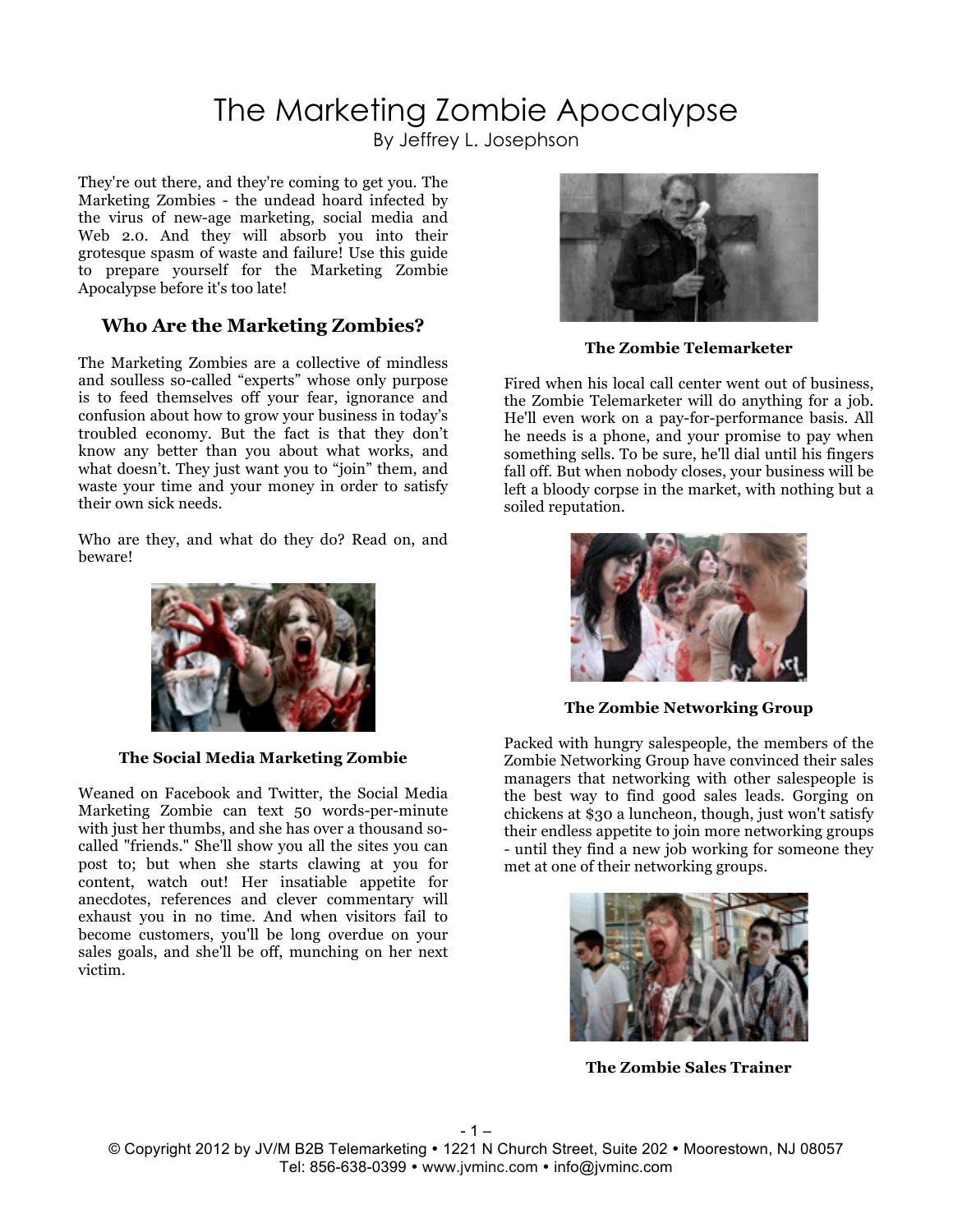# The Marketing Zombie Apocalypse

By Jeffrey L. Josephson

They're out there, and they're coming to get you. The Marketing Zombies - the undead hoard infected by the virus of new-age marketing, social media and Web 2.0. And they will absorb you into their grotesque spasm of waste and failure! Use this guide to prepare yourself for the Marketing Zombie Apocalypse before it's too late!

## Who Are the Marketing Zombies?

The Marketing Zombies are a collective of mindless and soulless so-called "experts" whose only purpose is to feed themselves off your fear, ignorance and confusion about how to grow your business in today's troubled economy. But the fact is that they don't know any better than you about what works, and what doesn't. They just want you to "join" them, and waste your time and your money in order to satisfy their own sick needs.

Who are they, and what do they do? Read on, and beware!

**The Social Media Marketing Zombie**

Weaned on Facebook and Twitter, the Social Media Marketing Zombie can text 50 words-per-minute with just her thumbs, and she has over a thousand so-called "friends." She'll show you all the sites you can post to; but when she starts clawing at you for content, watch out! Her insatiable appetite for anecdotes, references and clever commentary will exhaust you in no time. And when visitors fail to become customers, you'll be long overdue on your sales goals, and she'll be off, munching on her next victim.

**The Zombie Telemarketer**

Fired when his local call center went out of business, the Zombie Telemarketer will do anything for a job. He'll even work on a pay-for-performance basis. All he needs is a phone, and your promise to pay when something sells. To be sure, he'll dial until his fingers fall off. But when nobody closes, your business will be left a bloody corpse in the market, with nothing but a soiled reputation.

**The Zombie Networking Group**

Packed with hungry salespeople, the members of the Zombie Networking Group have convinced their sales managers that networking with other salespeople is the best way to find good sales leads. Gorging on chickens at $30 a luncheon, though, just won't satisfy their endless appetite to join more networking groups - until they find a new job working for someone they met at one of their networking groups.

**The Zombie Sales Trainer**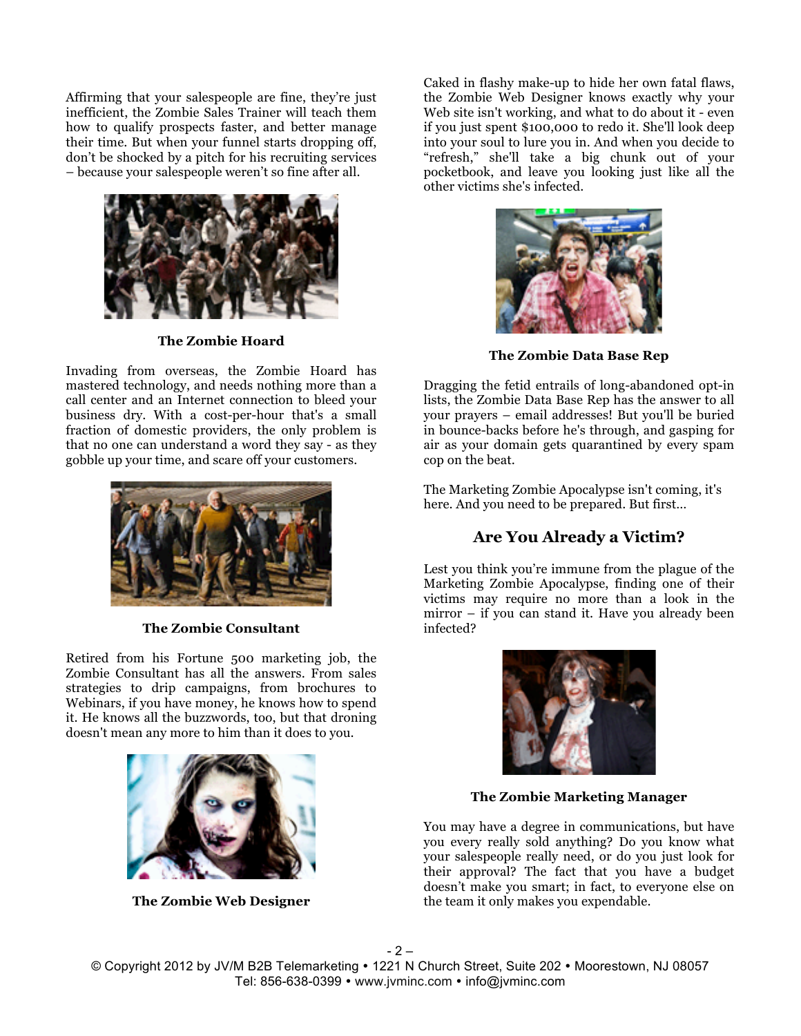Affirming that your salespeople are fine, they're just inefficient, the Zombie Sales Trainer will teach them how to qualify prospects faster, and better manage their time. But when your funnel starts dropping off, don't be shocked by a pitch for his recruiting services – because your salespeople weren't so fine after all.

**The Zombie Hoard**

Invading from overseas, the Zombie Hoard has mastered technology, and needs nothing more than a call center and an Internet connection to bleed your business dry. With a cost-per-hour that's a small fraction of domestic providers, the only problem is that no one can understand a word they say - as they gobble up your time, and scare off your customers.

**The Zombie Consultant**

Retired from his Fortune 500 marketing job, the Zombie Consultant has all the answers. From sales strategies to drip campaigns, from brochures to Webinars, if you have money, he knows how to spend it. He knows all the buzzwords, too, but that droning doesn't mean any more to him than it does to you.

**The Zombie Web Designer**

Caked in flashy make-up to hide her own fatal flaws, the Zombie Web Designer knows exactly why your Web site isn't working, and what to do about it - even if you just spent $100,000 to redo it. She'll look deep into your soul to lure you in. And when you decide to "refresh," she'll take a big chunk out of your pocketbook, and leave you looking just like all the other victims she's infected.

**The Zombie Data Base Rep**

Dragging the fetid entrails of long-abandoned opt-in lists, the Zombie Data Base Rep has the answer to all your prayers – email addresses! But you'll be buried in bounce-backs before he's through, and gasping for air as your domain gets quarantined by every spam cop on the beat.

The Marketing Zombie Apocalypse isn't coming, it's here. And you need to be prepared. But first...

## Are You Already a Victim?

Lest you think you're immune from the plague of the Marketing Zombie Apocalypse, finding one of their victims may require no more than a look in the mirror – if you can stand it. Have you already been infected?

**The Zombie Marketing Manager**

You may have a degree in communications, but have you every really sold anything? Do you know what your salespeople really need, or do you just look for their approval? The fact that you have a budget doesn't make you smart; in fact, to everyone else on the team it only makes you expendable.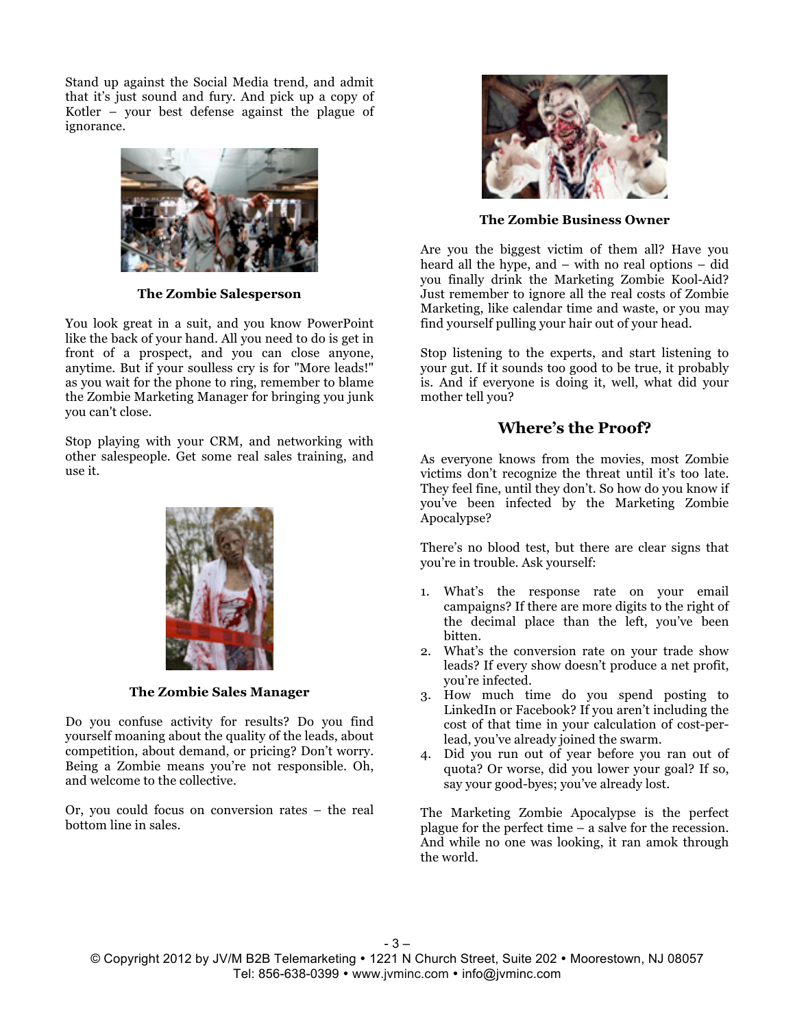Stand up against the Social Media trend, and admit that it's just sound and fury. And pick up a copy of Kotler – your best defense against the plague of ignorance.

**The Zombie Salesperson**

You look great in a suit, and you know PowerPoint like the back of your hand. All you need to do is get in front of a prospect, and you can close anyone, anytime. But if your soulless cry is for "More leads!" as you wait for the phone to ring, remember to blame the Zombie Marketing Manager for bringing you junk you can't close.

Stop playing with your CRM, and networking with other salespeople. Get some real sales training, and use it.

**The Zombie Sales Manager**

Do you confuse activity for results? Do you find yourself moaning about the quality of the leads, about competition, about demand, or pricing? Don't worry. Being a Zombie means you're not responsible. Oh, and welcome to the collective.

Or, you could focus on conversion rates – the real bottom line in sales.

**The Zombie Business Owner**

Are you the biggest victim of them all? Have you heard all the hype, and – with no real options – did you finally drink the Marketing Zombie Kool-Aid? Just remember to ignore all the real costs of Zombie Marketing, like calendar time and waste, or you may find yourself pulling your hair out of your head.

Stop listening to the experts, and start listening to your gut. If it sounds too good to be true, it probably is. And if everyone is doing it, well, what did your mother tell you?

## Where's the Proof?

As everyone knows from the movies, most Zombie victims don't recognize the threat until it's too late. They feel fine, until they don't. So how do you know if you've been infected by the Marketing Zombie Apocalypse?

There's no blood test, but there are clear signs that you're in trouble. Ask yourself:

1. What's the response rate on your email campaigns? If there are more digits to the right of the decimal place than the left, you've been bitten.
2. What's the conversion rate on your trade show leads? If every show doesn't produce a net profit, you're infected.
3. How much time do you spend posting to LinkedIn or Facebook? If you aren't including the cost of that time in your calculation of cost-per-lead, you've already joined the swarm.
4. Did you run out of year before you ran out of quota? Or worse, did you lower your goal? If so, say your good-byes; you've already lost.

The Marketing Zombie Apocalypse is the perfect plague for the perfect time – a salve for the recession. And while no one was looking, it ran amok through the world.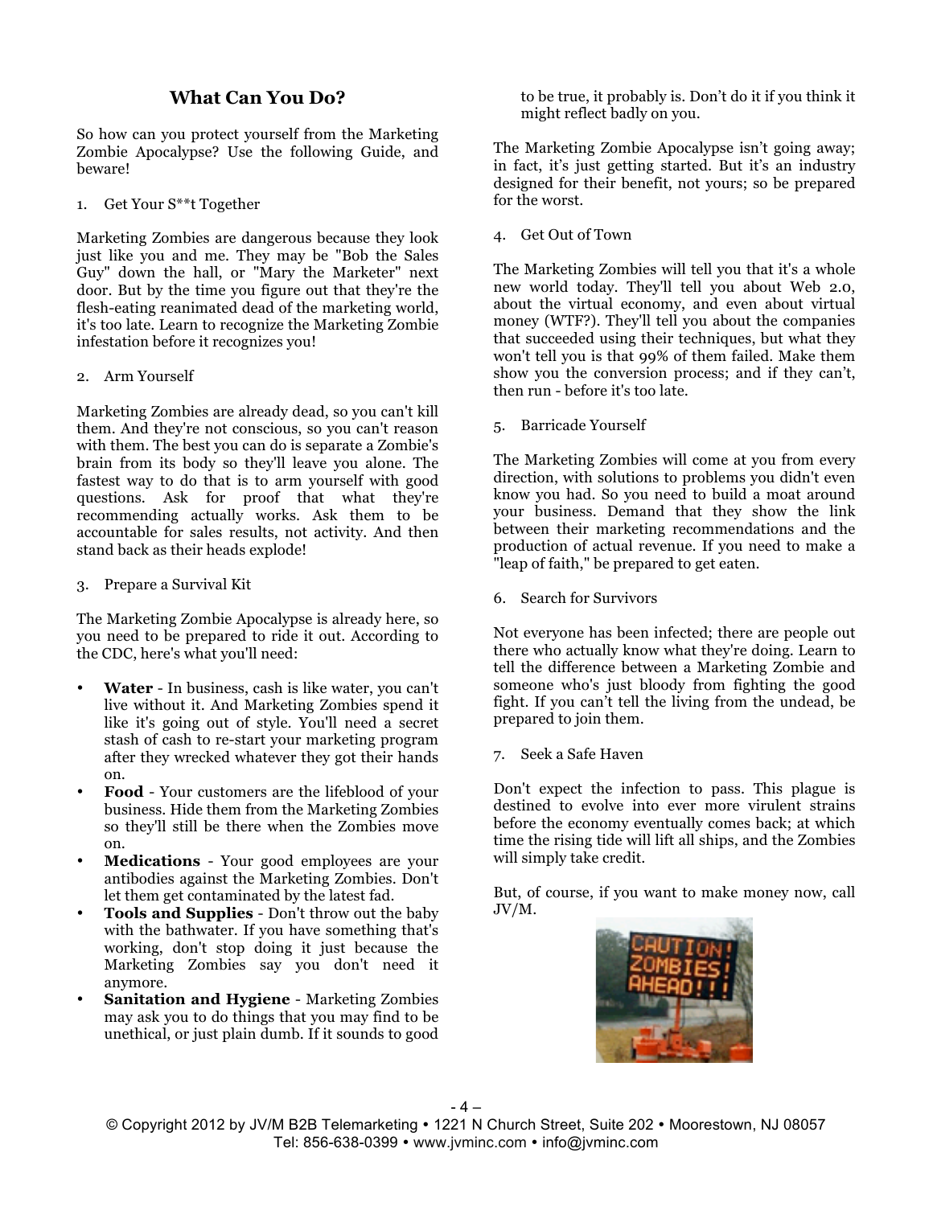## What Can You Do?

So how can you protect yourself from the Marketing Zombie Apocalypse? Use the following Guide, and beware!

1. Get Your S**t Together

Marketing Zombies are dangerous because they look just like you and me. They may be "Bob the Sales Guy" down the hall, or "Mary the Marketer" next door. But by the time you figure out that they're the flesh-eating reanimated dead of the marketing world, it's too late. Learn to recognize the Marketing Zombie infestation before it recognizes you!

2. Arm Yourself

Marketing Zombies are already dead, so you can't kill them. And they're not conscious, so you can't reason with them. The best you can do is separate a Zombie's brain from its body so they'll leave you alone. The fastest way to do that is to arm yourself with good questions. Ask for proof that what they're recommending actually works. Ask them to be accountable for sales results, not activity. And then stand back as their heads explode!

3. Prepare a Survival Kit

The Marketing Zombie Apocalypse is already here, so you need to be prepared to ride it out. According to the CDC, here's what you'll need:

- **Water** - In business, cash is like water, you can't live without it. And Marketing Zombies spend it like it's going out of style. You'll need a secret stash of cash to re-start your marketing program after they wrecked whatever they got their hands on.
- **Food** - Your customers are the lifeblood of your business. Hide them from the Marketing Zombies so they'll still be there when the Zombies move on.
- **Medications** - Your good employees are your antibodies against the Marketing Zombies. Don't let them get contaminated by the latest fad.
- **Tools and Supplies** - Don't throw out the baby with the bathwater. If you have something that's working, don't stop doing it just because the Marketing Zombies say you don't need it anymore.
- **Sanitation and Hygiene** - Marketing Zombies may ask you to do things that you may find to be unethical, or just plain dumb. If it sounds to good to be true, it probably is. Don't do it if you think it might reflect badly on you.

The Marketing Zombie Apocalypse isn't going away; in fact, it's just getting started. But it's an industry designed for their benefit, not yours; so be prepared for the worst.

4. Get Out of Town

The Marketing Zombies will tell you that it's a whole new world today. They'll tell you about Web 2.0, about the virtual economy, and even about virtual money (WTF?). They'll tell you about the companies that succeeded using their techniques, but what they won't tell you is that 99% of them failed. Make them show you the conversion process; and if they can't, then run - before it's too late.

5. Barricade Yourself

The Marketing Zombies will come at you from every direction, with solutions to problems you didn't even know you had. So you need to build a moat around your business. Demand that they show the link between their marketing recommendations and the production of actual revenue. If you need to make a "leap of faith," be prepared to get eaten.

6. Search for Survivors

Not everyone has been infected; there are people out there who actually know what they're doing. Learn to tell the difference between a Marketing Zombie and someone who's just bloody from fighting the good fight. If you can't tell the living from the undead, be prepared to join them.

7. Seek a Safe Haven

Don't expect the infection to pass. This plague is destined to evolve into ever more virulent strains before the economy eventually comes back; at which time the rising tide will lift all ships, and the Zombies will simply take credit.

But, of course, if you want to make money now, call JV/M.

© Copyright 2012 by JV/M B2B Telemarketing • 1221 N Church Street, Suite 202 • Moorestown, NJ 08057
Tel: 856-638-0399 • www.jvminc.com • info@jvminc.com